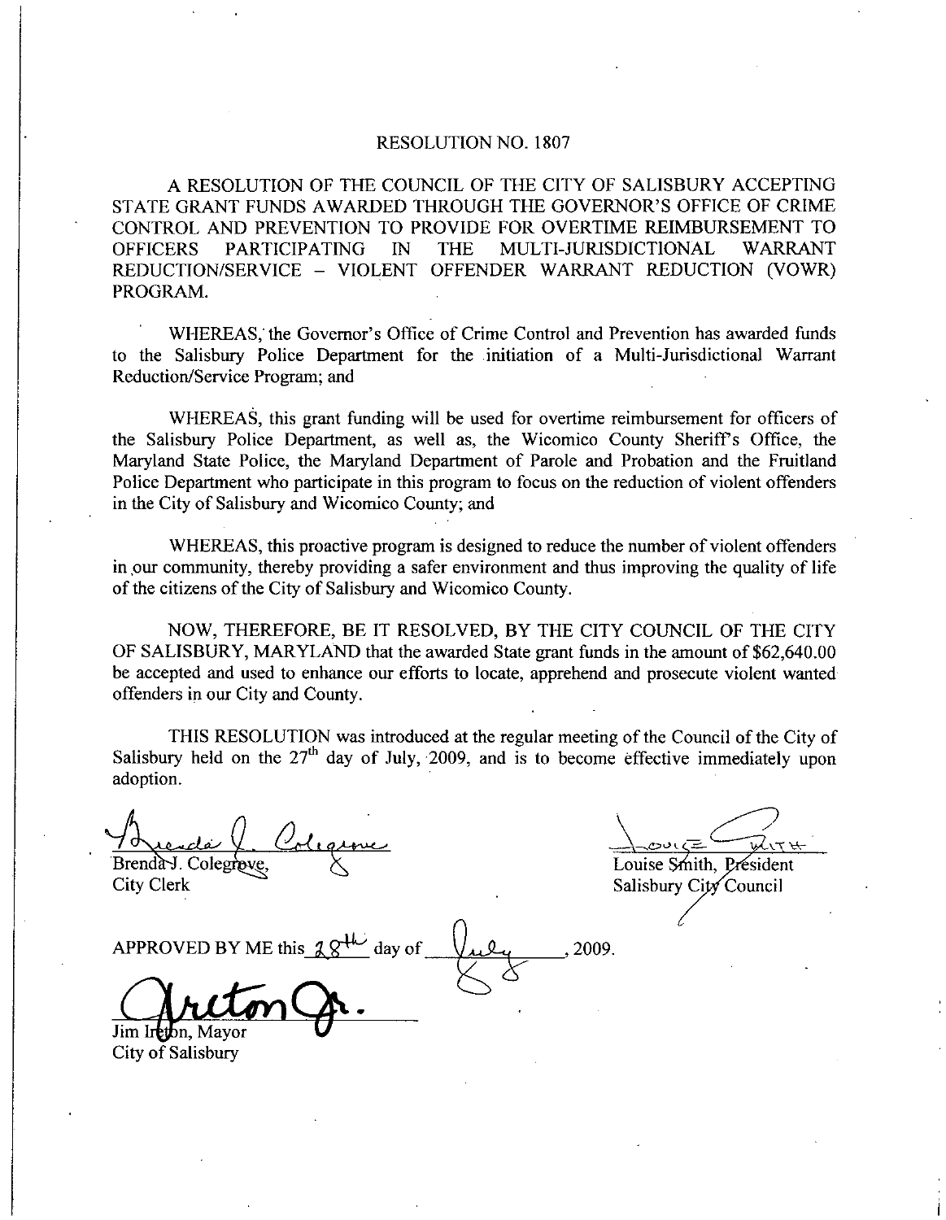# RESOLUTION NO. 1807

A RESOLUTION OF THE COUNCIL OF THE CITY OF SALISBURY ACCEPTING STATE GRANT FUNDS AWARDED THROUGH THE GOVERNOR'S OFFICE OF CRIME CONTROL AND PREVENTION TO PROVIDE FOR OVERTIME REIMBURSEMENT TO OFFICERS PARTICIPATING IN THE MULTI-JURISDICTIONAL WARRANT REDUCTION/SERVICE – VIOLENT OFFENDER WARRANT REDUCTION (VOWR) PROGRAM.

WHEREAS, the Governor's Office of Crime Control and Prevention has awarded funds to the Salisbury Police Department for the initiation of a Multi-Jurisdictional Warrant Reduction/Service Program; and

WHEREAS, this grant funding will be used for overtime reimbursement for officers of the Salisbury Police Department, as well as, the Wicomico County Sheriff's Office, the Maryland State Police, the Maryland Department of Parole and Probation and the Fruitland Police Department who participate in this program to focus on the reduction of violent offenders in the City of Salisbury and Wicomico County; and

WHEREAS, this proactive program is designed to reduce the number of violent offenders in our community, thereby providing a safer environment and thus improving the quality of life of the citizens of the City of Salisbury and Wicomico County.

NOW, THEREFORE, BE IT RESOLVED, BY THE CITY COUNCIL OF THE CITY OF SALISBURY, MARYLAND that the awarded State grant funds in the amount of $62,640.00 be accepted and used to enhance our efforts to locate, apprehend and prosecute violent wanted offenders in our City and County.

THIS RESOLUTION was introduced at the regular meeting of the Council of the City of Salisbury held on the 27th day of July, 2009, and is to become effective immediately upon adoption.

Brenda J. Colegrove,
City Clerk

Louise Smith, President
Salisbury City Council

APPROVED BY ME this 28th day of July, 2009.

Jim Ireton, Mayor
City of Salisbury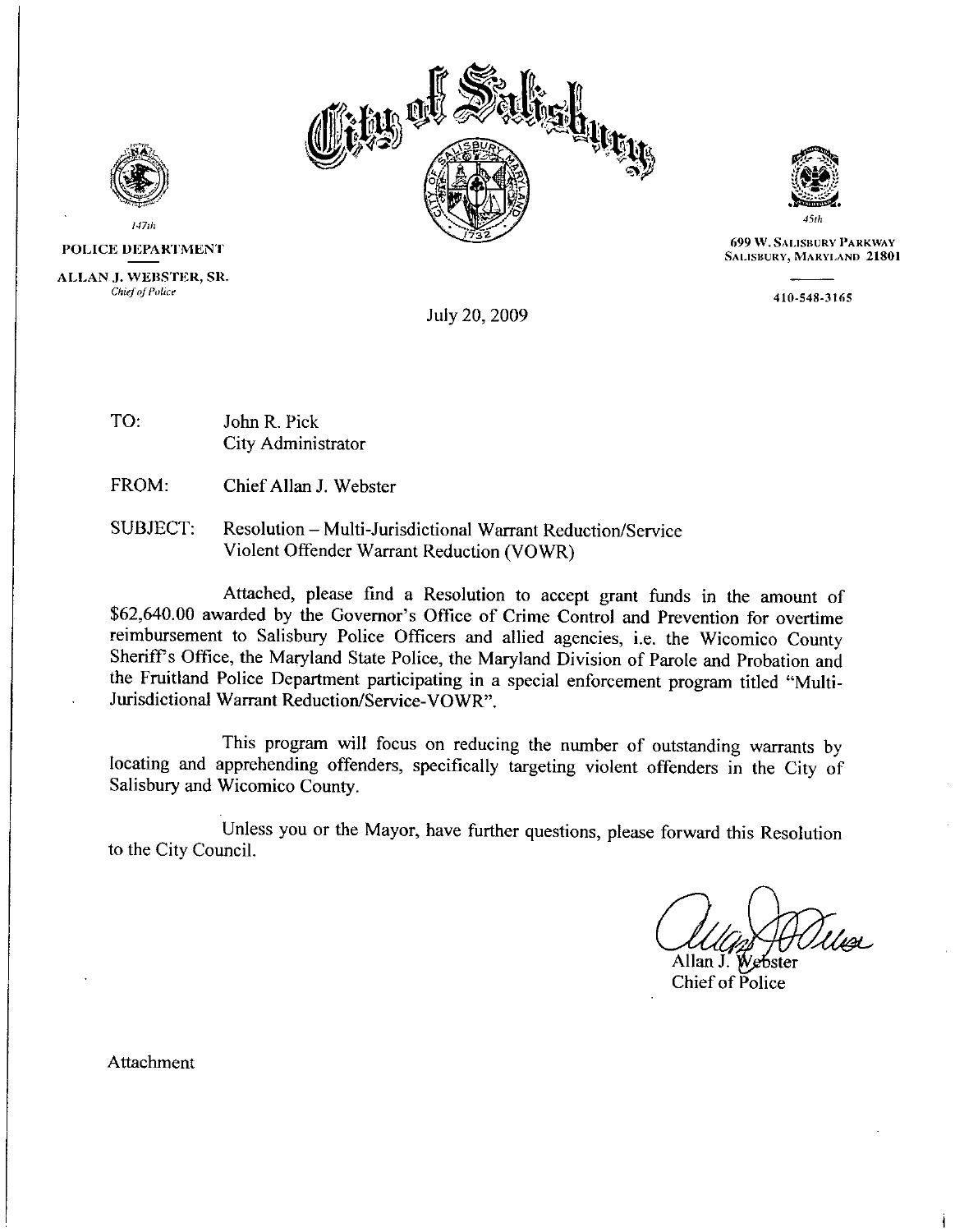# City of Salisbury

147th

**POLICE DEPARTMENT**

**ALLAN J. WEBSTER, SR.**
*Chief of Police*

45th

699 W. SALISBURY PARKWAY
SALISBURY, MARYLAND 21801

410-548-3165

July 20, 2009

TO: John R. Pick
City Administrator

FROM: Chief Allan J. Webster

SUBJECT: Resolution – Multi-Jurisdictional Warrant Reduction/Service
Violent Offender Warrant Reduction (VOWR)

Attached, please find a Resolution to accept grant funds in the amount of $62,640.00 awarded by the Governor's Office of Crime Control and Prevention for overtime reimbursement to Salisbury Police Officers and allied agencies, i.e. the Wicomico County Sheriff's Office, the Maryland State Police, the Maryland Division of Parole and Probation and the Fruitland Police Department participating in a special enforcement program titled "Multi-Jurisdictional Warrant Reduction/Service-VOWR".

This program will focus on reducing the number of outstanding warrants by locating and apprehending offenders, specifically targeting violent offenders in the City of Salisbury and Wicomico County.

Unless you or the Mayor, have further questions, please forward this Resolution to the City Council.

Allan J. Webster
Chief of Police

Attachment